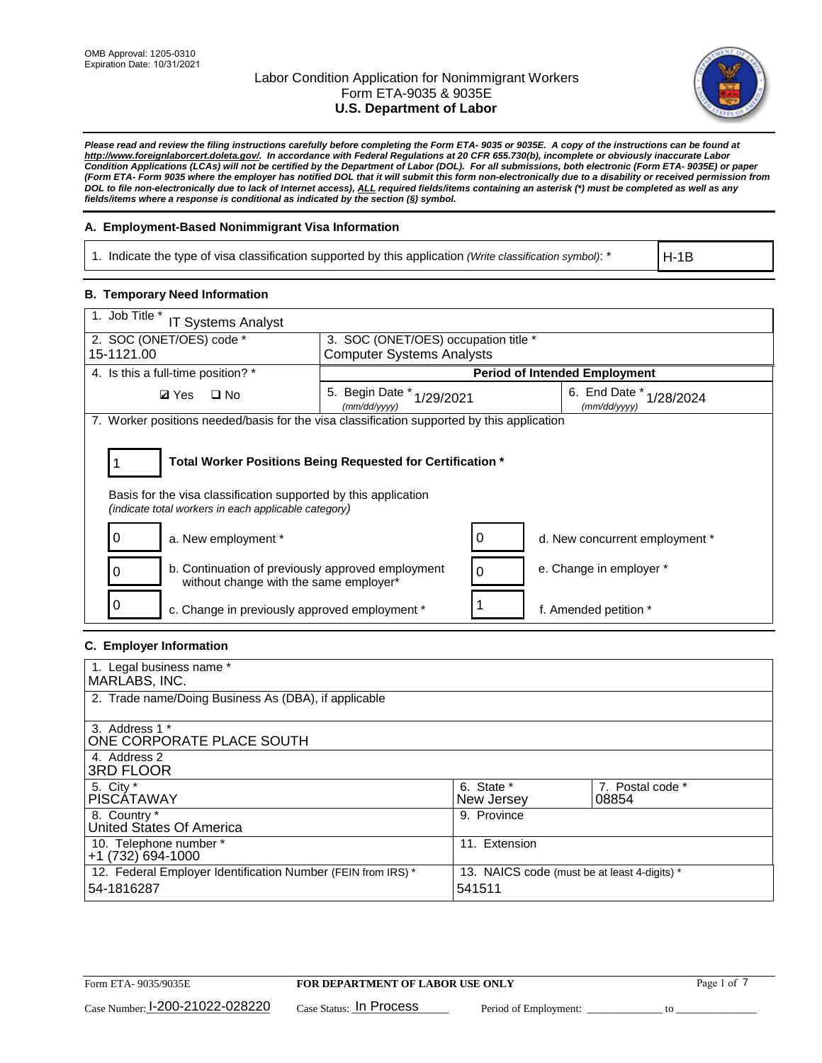OMB Approval: 1205-0310
Expiration Date: 10/31/2021

# Labor Condition Application for Nonimmigrant Workers
## Form ETA-9035 & 9035E
## U.S. Department of Labor

*Please read and review the filing instructions carefully before completing the Form ETA- 9035 or 9035E. A copy of the instructions can be found at http://www.foreignlaborcert.doleta.gov/. In accordance with Federal Regulations at 20 CFR 655.730(b), incomplete or obviously inaccurate Labor Condition Applications (LCAs) will not be certified by the Department of Labor (DOL). For all submissions, both electronic (Form ETA- 9035E) or paper (Form ETA- Form 9035 where the employer has notified DOL that it will submit this form non-electronically due to a disability or received permission from DOL to file non-electronically due to lack of Internet access), ALL required fields/items containing an asterisk (*) must be completed as well as any fields/items where a response is conditional as indicated by the section (§) symbol.*

### A. Employment-Based Nonimmigrant Visa Information

| 1. Indicate the type of visa classification supported by this application *(Write classification symbol)*: * | H-1B |
|---|---|

### B. Temporary Need Information

| 1. Job Title * IT Systems Analyst | | |
|---|---|---|
| 2. SOC (ONET/OES) code * 15-1121.00 | 3. SOC (ONET/OES) occupation title * Computer Systems Analysts | |
| 4. Is this a full-time position? * | Period of Intended Employment | |
| ☑ Yes ☐ No | 5. Begin Date * (mm/dd/yyyy) 1/29/2021 | 6. End Date * (mm/dd/yyyy) 1/28/2024 |

7. Worker positions needed/basis for the visa classification supported by this application

**1 — Total Worker Positions Being Requested for Certification ***

Basis for the visa classification supported by this application
*(indicate total workers in each applicable category)*

| | | | |
|---|---|---|---|
| 0 | a. New employment * | 0 | d. New concurrent employment * |
| 0 | b. Continuation of previously approved employment without change with the same employer* | 0 | e. Change in employer * |
| 0 | c. Change in previously approved employment * | 1 | f. Amended petition * |

### C. Employer Information

| | | |
|---|---|---|
| 1. Legal business name * MARLABS, INC. | | |
| 2. Trade name/Doing Business As (DBA), if applicable | | |
| 3. Address 1 * ONE CORPORATE PLACE SOUTH | | |
| 4. Address 2 3RD FLOOR | | |
| 5. City * PISCATAWAY | 6. State * New Jersey | 7. Postal code * 08854 |
| 8. Country * United States Of America | 9. Province | |
| 10. Telephone number * +1 (732) 694-1000 | 11. Extension | |
| 12. Federal Employer Identification Number (FEIN from IRS) * 54-1816287 | 13. NAICS code (must be at least 4-digits) * 541511 | |

Form ETA- 9035/9035E — FOR DEPARTMENT OF LABOR USE ONLY

Case Number: I-200-21022-028220 Case Status: In Process Period of Employment: ______________ to ______________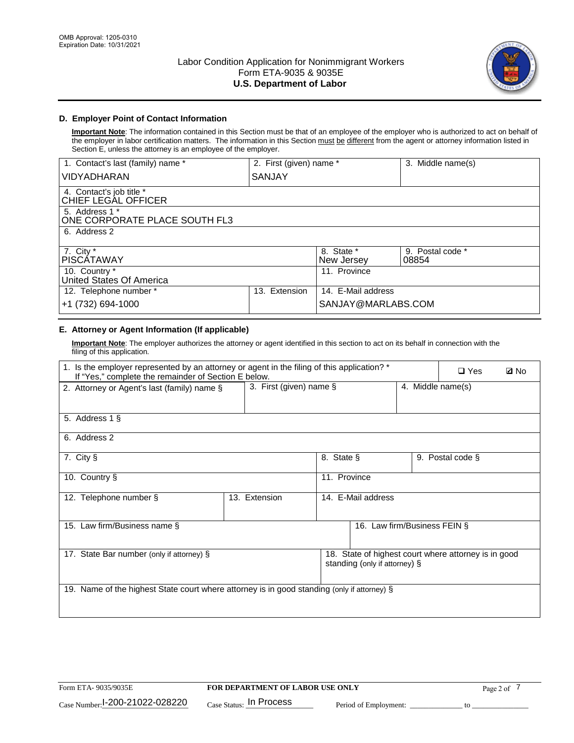OMB Approval: 1205-0310
Expiration Date: 10/31/2021

# Labor Condition Application for Nonimmigrant Workers
Form ETA-9035 & 9035E
**U.S. Department of Labor**

## D. Employer Point of Contact Information

**Important Note**: The information contained in this Section must be that of an employee of the employer who is authorized to act on behalf of the employer in labor certification matters. The information in this Section must be different from the agent or attorney information listed in Section E, unless the attorney is an employee of the employer.

| 1. Contact's last (family) name * | 2. First (given) name * | 3. Middle name(s) |
|---|---|---|
| VIDYADHARAN | SANJAY | |
| 4. Contact's job title * CHIEF LEGAL OFFICER | | |
| 5. Address 1 * ONE CORPORATE PLACE SOUTH FL3 | | |
| 6. Address 2 | | |
| 7. City * PISCATAWAY | 8. State * New Jersey | 9. Postal code * 08854 |
| 10. Country * United States Of America | 11. Province | |
| 12. Telephone number * +1 (732) 694-1000 | 13. Extension | 14. E-Mail address SANJAY@MARLABS.COM |

## E. Attorney or Agent Information (If applicable)

**Important Note**: The employer authorizes the attorney or agent identified in this section to act on its behalf in connection with the filing of this application.

| 1. Is the employer represented by an attorney or agent in the filing of this application? * If "Yes," complete the remainder of Section E below. | ❑ Yes | ☑ No |
|---|---|---|
| 2. Attorney or Agent's last (family) name § | 3. First (given) name § | 4. Middle name(s) |
| 5. Address 1 § | | |
| 6. Address 2 | | |
| 7. City § | 8. State § | 9. Postal code § |
| 10. Country § | 11. Province | |
| 12. Telephone number § | 13. Extension | 14. E-Mail address |
| 15. Law firm/Business name § | | 16. Law firm/Business FEIN § |
| 17. State Bar number (only if attorney) § | | 18. State of highest court where attorney is in good standing (only if attorney) § |
| 19. Name of the highest State court where attorney is in good standing (only if attorney) § | | |

Form ETA- 9035/9035E | **FOR DEPARTMENT OF LABOR USE ONLY**

Case Number: I-200-21022-028220 Case Status: In Process Period of Employment: _____________ to _______________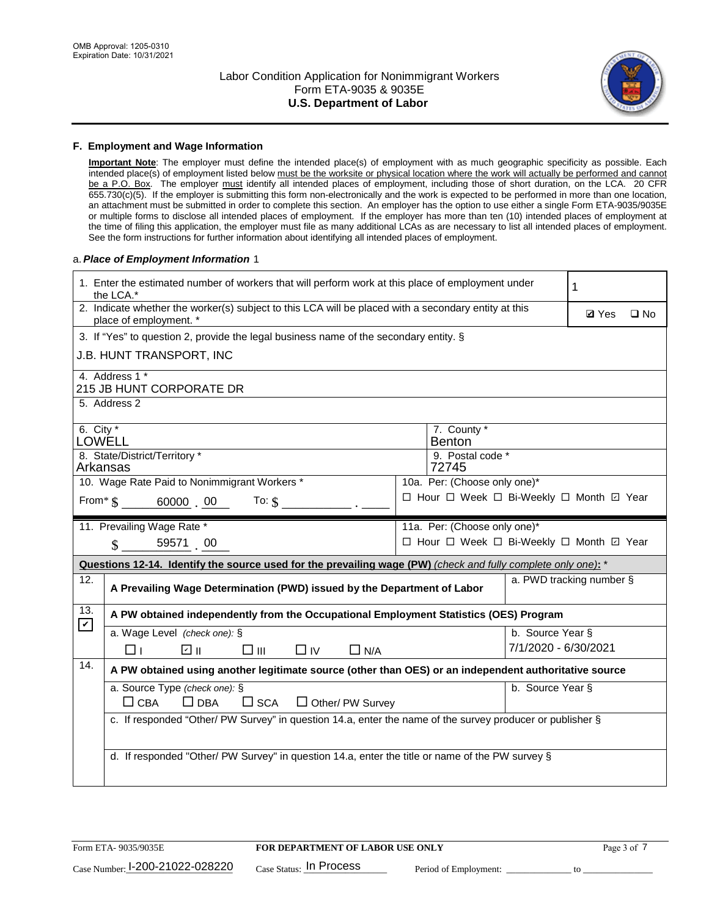OMB Approval: 1205-0310
Expiration Date: 10/31/2021

# Labor Condition Application for Nonimmigrant Workers
## Form ETA-9035 & 9035E
## U.S. Department of Labor

### F. Employment and Wage Information

**Important Note**: The employer must define the intended place(s) of employment with as much geographic specificity as possible. Each intended place(s) of employment listed below must be the worksite or physical location where the work will actually be performed and cannot be a P.O. Box. The employer must identify all intended places of employment, including those of short duration, on the LCA. 20 CFR 655.730(c)(5). If the employer is submitting this form non-electronically and the work is expected to be performed in more than one location, an attachment must be submitted in order to complete this section. An employer has the option to use either a single Form ETA-9035/9035E or multiple forms to disclose all intended places of employment. If the employer has more than ten (10) intended places of employment at the time of filing this application, the employer must file as many additional LCAs as are necessary to list all intended places of employment. See the form instructions for further information about identifying all intended places of employment.

a. *Place of Employment Information* 1

1. Enter the estimated number of workers that will perform work at this place of employment under the LCA.* **1**

2. Indicate whether the worker(s) subject to this LCA will be placed with a secondary entity at this place of employment. * ☑ Yes ☐ No

3. If "Yes" to question 2, provide the legal business name of the secondary entity. §
J.B. HUNT TRANSPORT, INC

4. Address 1 *
215 JB HUNT CORPORATE DR

5. Address 2

6. City *
LOWELL

7. County *
Benton

8. State/District/Territory *
Arkansas

9. Postal code *
72745

10. Wage Rate Paid to Nonimmigrant Workers *
From* $ 60000 . 00 To: $ ______ . ____

10a. Per: (Choose only one)*
☐ Hour ☐ Week ☐ Bi-Weekly ☐ Month ☑ Year

11. Prevailing Wage Rate *
$ 59571 . 00

11a. Per: (Choose only one)*
☐ Hour ☐ Week ☐ Bi-Weekly ☐ Month ☑ Year

**Questions 12-14. Identify the source used for the prevailing wage (PW)** *(check and fully complete only one)*: *

12. ☐ **A Prevailing Wage Determination (PWD) issued by the Department of Labor**
a. PWD tracking number §

13. ☑ **A PW obtained independently from the Occupational Employment Statistics (OES) Program**
a. Wage Level *(check one)*: § ☐ I ☑ II ☐ III ☐ IV ☐ N/A
b. Source Year § 7/1/2020 - 6/30/2021

14. ☐ **A PW obtained using another legitimate source (other than OES) or an independent authoritative source**
a. Source Type *(check one)*: § ☐ CBA ☐ DBA ☐ SCA ☐ Other/ PW Survey
b. Source Year §
c. If responded "Other/ PW Survey" in question 14.a, enter the name of the survey producer or publisher §
d. If responded "Other/ PW Survey" in question 14.a, enter the title or name of the PW survey §

Form ETA- 9035/9035E | **FOR DEPARTMENT OF LABOR USE ONLY**
Case Number: I-200-21022-028220 Case Status: In Process Period of Employment: ____________ to ____________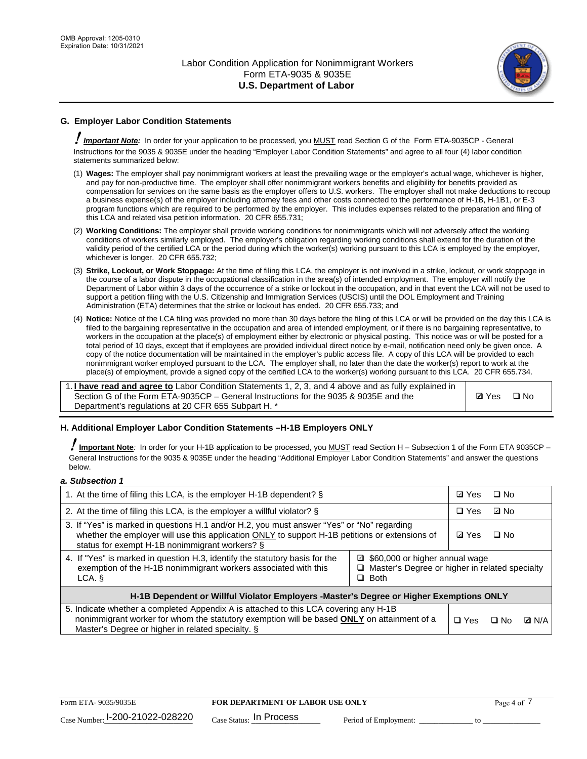## G. Employer Labor Condition Statements

**! Important Note:** In order for your application to be processed, you MUST read Section G of the Form ETA-9035CP - General Instructions for the 9035 & 9035E under the heading "Employer Labor Condition Statements" and agree to all four (4) labor condition statements summarized below:

(1) **Wages:** The employer shall pay nonimmigrant workers at least the prevailing wage or the employer's actual wage, whichever is higher, and pay for non-productive time. The employer shall offer nonimmigrant workers benefits and eligibility for benefits provided as compensation for services on the same basis as the employer offers to U.S. workers. The employer shall not make deductions to recoup a business expense(s) of the employer including attorney fees and other costs connected to the performance of H-1B, H-1B1, or E-3 program functions which are required to be performed by the employer. This includes expenses related to the preparation and filing of this LCA and related visa petition information. 20 CFR 655.731;

(2) **Working Conditions:** The employer shall provide working conditions for nonimmigrants which will not adversely affect the working conditions of workers similarly employed. The employer's obligation regarding working conditions shall extend for the duration of the validity period of the certified LCA or the period during which the worker(s) working pursuant to this LCA is employed by the employer, whichever is longer. 20 CFR 655.732;

(3) **Strike, Lockout, or Work Stoppage:** At the time of filing this LCA, the employer is not involved in a strike, lockout, or work stoppage in the course of a labor dispute in the occupational classification in the area(s) of intended employment. The employer will notify the Department of Labor within 3 days of the occurrence of a strike or lockout in the occupation, and in that event the LCA will not be used to support a petition filing with the U.S. Citizenship and Immigration Services (USCIS) until the DOL Employment and Training Administration (ETA) determines that the strike or lockout has ended. 20 CFR 655.733; and

(4) **Notice:** Notice of the LCA filing was provided no more than 30 days before the filing of this LCA or will be provided on the day this LCA is filed to the bargaining representative in the occupation and area of intended employment, or if there is no bargaining representative, to workers in the occupation at the place(s) of employment either by electronic or physical posting. This notice was or will be posted for a total period of 10 days, except that if employees are provided individual direct notice by e-mail, notification need only be given once. A copy of the notice documentation will be maintained in the employer's public access file. A copy of this LCA will be provided to each nonimmigrant worker employed pursuant to the LCA. The employer shall, no later than the date the worker(s) report to work at the place(s) of employment, provide a signed copy of the certified LCA to the worker(s) working pursuant to this LCA. 20 CFR 655.734.

| 1. **I have read and agree to** Labor Condition Statements 1, 2, 3, and 4 above and as fully explained in Section G of the Form ETA-9035CP – General Instructions for the 9035 & 9035E and the Department's regulations at 20 CFR 655 Subpart H. * | ☑ Yes ☐ No |
|---|---|

## H. Additional Employer Labor Condition Statements –H-1B Employers ONLY

**! Important Note:** In order for your H-1B application to be processed, you MUST read Section H – Subsection 1 of the Form ETA 9035CP – General Instructions for the 9035 & 9035E under the heading "Additional Employer Labor Condition Statements" and answer the questions below.

*a. Subsection 1*

| | | |
|---|---|---|
| 1. At the time of filing this LCA, is the employer H-1B dependent? § | | ☑ Yes ☐ No |
| 2. At the time of filing this LCA, is the employer a willful violator? § | | ☐ Yes ☑ No |
| 3. If "Yes" is marked in questions H.1 and/or H.2, you must answer "Yes" or "No" regarding whether the employer will use this application ONLY to support H-1B petitions or extensions of status for exempt H-1B nonimmigrant workers? § | | ☑ Yes ☐ No |
| 4. If "Yes" is marked in question H.3, identify the statutory basis for the exemption of the H-1B nonimmigrant workers associated with this LCA. § | ☑ $60,000 or higher annual wage<br>☐ Master's Degree or higher in related specialty<br>☐ Both | |
| **H-1B Dependent or Willful Violator Employers -Master's Degree or Higher Exemptions ONLY** | | |
| 5. Indicate whether a completed Appendix A is attached to this LCA covering any H-1B nonimmigrant worker for whom the statutory exemption will be based **ONLY** on attainment of a Master's Degree or higher in related specialty. § | | ☐ Yes ☐ No ☑ N/A |

Form ETA- 9035/9035E | **FOR DEPARTMENT OF LABOR USE ONLY**

Case Number: I-200-21022-028220 Case Status: In Process Period of Employment: _____________ to _____________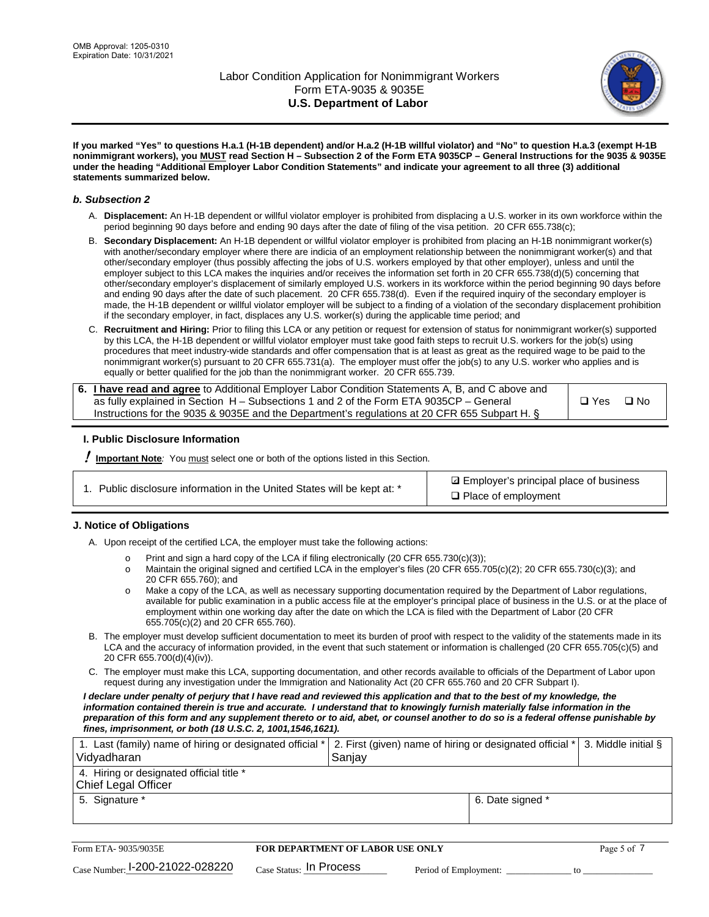If you marked "Yes" to questions H.a.1 (H-1B dependent) and/or H.a.2 (H-1B willful violator) and "No" to question H.a.3 (exempt H-1B nonimmigrant workers), you MUST read Section H – Subsection 2 of the Form ETA 9035CP – General Instructions for the 9035 & 9035E under the heading "Additional Employer Labor Condition Statements" and indicate your agreement to all three (3) additional statements summarized below.

### b. Subsection 2

A. **Displacement:** An H-1B dependent or willful violator employer is prohibited from displacing a U.S. worker in its own workforce within the period beginning 90 days before and ending 90 days after the date of filing of the visa petition. 20 CFR 655.738(c);

B. **Secondary Displacement:** An H-1B dependent or willful violator employer is prohibited from placing an H-1B nonimmigrant worker(s) with another/secondary employer where there are indicia of an employment relationship between the nonimmigrant worker(s) and that other/secondary employer (thus possibly affecting the jobs of U.S. workers employed by that other employer), unless and until the employer subject to this LCA makes the inquiries and/or receives the information set forth in 20 CFR 655.738(d)(5) concerning that other/secondary employer's displacement of similarly employed U.S. workers in its workforce within the period beginning 90 days before and ending 90 days after the date of such placement. 20 CFR 655.738(d). Even if the required inquiry of the secondary employer is made, the H-1B dependent or willful violator employer will be subject to a finding of a violation of the secondary displacement prohibition if the secondary employer, in fact, displaces any U.S. worker(s) during the applicable time period; and

C. **Recruitment and Hiring:** Prior to filing this LCA or any petition or request for extension of status for nonimmigrant worker(s) supported by this LCA, the H-1B dependent or willful violator employer must take good faith steps to recruit U.S. workers for the job(s) using procedures that meet industry-wide standards and offer compensation that is at least as great as the required wage to be paid to the nonimmigrant worker(s) pursuant to 20 CFR 655.731(a). The employer must offer the job(s) to any U.S. worker who applies and is equally or better qualified for the job than the nonimmigrant worker. 20 CFR 655.739.

| 6. **I have read and agree** to Additional Employer Labor Condition Statements A, B, and C above and as fully explained in Section H – Subsections 1 and 2 of the Form ETA 9035CP – General Instructions for the 9035 & 9035E and the Department's regulations at 20 CFR 655 Subpart H. § | ❑ Yes ❑ No |
|---|---|

## I. Public Disclosure Information

**! Important Note**: You must select one or both of the options listed in this Section.

| 1. Public disclosure information in the United States will be kept at: * | ☑ Employer's principal place of business<br>❑ Place of employment |
|---|---|

## J. Notice of Obligations

A. Upon receipt of the certified LCA, the employer must take the following actions:

- o Print and sign a hard copy of the LCA if filing electronically (20 CFR 655.730(c)(3));
- o Maintain the original signed and certified LCA in the employer's files (20 CFR 655.705(c)(2); 20 CFR 655.730(c)(3); and 20 CFR 655.760); and
- o Make a copy of the LCA, as well as necessary supporting documentation required by the Department of Labor regulations, available for public examination in a public access file at the employer's principal place of business in the U.S. or at the place of employment within one working day after the date on which the LCA is filed with the Department of Labor (20 CFR 655.705(c)(2) and 20 CFR 655.760).

B. The employer must develop sufficient documentation to meet its burden of proof with respect to the validity of the statements made in its LCA and the accuracy of information provided, in the event that such statement or information is challenged (20 CFR 655.705(c)(5) and 20 CFR 655.700(d)(4)(iv)).

C. The employer must make this LCA, supporting documentation, and other records available to officials of the Department of Labor upon request during any investigation under the Immigration and Nationality Act (20 CFR 655.760 and 20 CFR Subpart I).

***I declare under penalty of perjury that I have read and reviewed this application and that to the best of my knowledge, the information contained therein is true and accurate. I understand that to knowingly furnish materially false information in the preparation of this form and any supplement thereto or to aid, abet, or counsel another to do so is a federal offense punishable by fines, imprisonment, or both (18 U.S.C. 2, 1001,1546,1621).***

| 1. Last (family) name of hiring or designated official *<br>Vidyadharan | 2. First (given) name of hiring or designated official *<br>Sanjay | 3. Middle initial § |
|---|---|---|
| 4. Hiring or designated official title *<br>Chief Legal Officer | | |
| 5. Signature * | 6. Date signed * | |

| Form ETA- 9035/9035E | FOR DEPARTMENT OF LABOR USE ONLY | |
|---|---|---|
| Case Number: I-200-21022-028220 | Case Status: In Process | Period of Employment: _____________ to _____________ |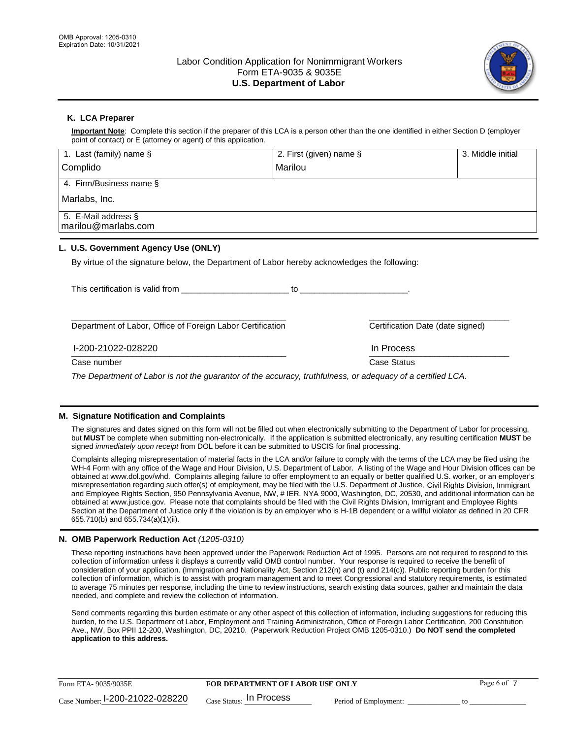## K. LCA Preparer

**Important Note**: Complete this section if the preparer of this LCA is a person other than the one identified in either Section D (employer point of contact) or E (attorney or agent) of this application.

| 1. Last (family) name § | 2. First (given) name § | 3. Middle initial |
|---|---|---|
| Complido | Marilou | |
| 4. Firm/Business name § | | |
| Marlabs, Inc. | | |
| 5. E-Mail address § | | |
| marilou@marlabs.com | | |

## L. U.S. Government Agency Use (ONLY)

By virtue of the signature below, the Department of Labor hereby acknowledges the following:

This certification is valid from ______________________ to ______________________.

Department of Labor, Office of Foreign Labor Certification | Certification Date (date signed)

I-200-21022-028220 | In Process

Case number | Case Status

*The Department of Labor is not the guarantor of the accuracy, truthfulness, or adequacy of a certified LCA.*

## M. Signature Notification and Complaints

The signatures and dates signed on this form will not be filled out when electronically submitting to the Department of Labor for processing, but **MUST** be complete when submitting non-electronically. If the application is submitted electronically, any resulting certification **MUST** be signed *immediately upon receipt* from DOL before it can be submitted to USCIS for final processing.

Complaints alleging misrepresentation of material facts in the LCA and/or failure to comply with the terms of the LCA may be filed using the WH-4 Form with any office of the Wage and Hour Division, U.S. Department of Labor. A listing of the Wage and Hour Division offices can be obtained at www.dol.gov/whd. Complaints alleging failure to offer employment to an equally or better qualified U.S. worker, or an employer's misrepresentation regarding such offer(s) of employment, may be filed with the U.S. Department of Justice, Civil Rights Division, Immigrant and Employee Rights Section, 950 Pennsylvania Avenue, NW, # IER, NYA 9000, Washington, DC, 20530, and additional information can be obtained at www.justice.gov. Please note that complaints should be filed with the Civil Rights Division, Immigrant and Employee Rights Section at the Department of Justice only if the violation is by an employer who is H-1B dependent or a willful violator as defined in 20 CFR 655.710(b) and 655.734(a)(1)(ii).

## N. OMB Paperwork Reduction Act *(1205-0310)*

These reporting instructions have been approved under the Paperwork Reduction Act of 1995. Persons are not required to respond to this collection of information unless it displays a currently valid OMB control number. Your response is required to receive the benefit of consideration of your application. (Immigration and Nationality Act, Section 212(n) and (t) and 214(c)). Public reporting burden for this collection of information, which is to assist with program management and to meet Congressional and statutory requirements, is estimated to average 75 minutes per response, including the time to review instructions, search existing data sources, gather and maintain the data needed, and complete and review the collection of information.

Send comments regarding this burden estimate or any other aspect of this collection of information, including suggestions for reducing this burden, to the U.S. Department of Labor, Employment and Training Administration, Office of Foreign Labor Certification, 200 Constitution Ave., NW, Box PPII 12-200, Washington, DC, 20210. (Paperwork Reduction Project OMB 1205-0310.) **Do NOT send the completed application to this address.**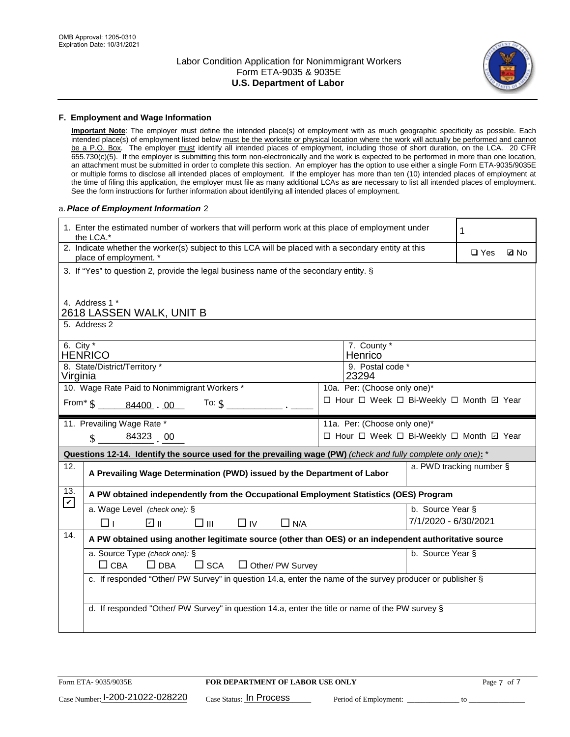OMB Approval: 1205-0310
Expiration Date: 10/31/2021

Labor Condition Application for Nonimmigrant Workers
Form ETA-9035 & 9035E
**U.S. Department of Labor**

### F. Employment and Wage Information

**Important Note**: The employer must define the intended place(s) of employment with as much geographic specificity as possible. Each intended place(s) of employment listed below must be the worksite or physical location where the work will actually be performed and cannot be a P.O. Box. The employer must identify all intended places of employment, including those of short duration, on the LCA. 20 CFR 655.730(c)(5). If the employer is submitting this form non-electronically and the work is expected to be performed in more than one location, an attachment must be submitted in order to complete this section. An employer has the option to use either a single Form ETA-9035/9035E or multiple forms to disclose all intended places of employment. If the employer has more than ten (10) intended places of employment at the time of filing this application, the employer must file as many additional LCAs as are necessary to list all intended places of employment. See the form instructions for further information about identifying all intended places of employment.

a. ***Place of Employment Information*** 2

| | |
|---|---|
| 1. Enter the estimated number of workers that will perform work at this place of employment under the LCA.* | 1 |
| 2. Indicate whether the worker(s) subject to this LCA will be placed with a secondary entity at this place of employment. * | ☐ Yes ☑ No |
| 3. If "Yes" to question 2, provide the legal business name of the secondary entity. § | |
| 4. Address 1 * 2618 LASSEN WALK, UNIT B | |
| 5. Address 2 | |
| 6. City * HENRICO | 7. County * Henrico |
| 8. State/District/Territory * Virginia | 9. Postal code * 23294 |
| 10. Wage Rate Paid to Nonimmigrant Workers * From* $ 84400 . 00 To: $ ______ . ____ | 10a. Per: (Choose only one)* ☐ Hour ☐ Week ☐ Bi-Weekly ☐ Month ☑ Year |
| 11. Prevailing Wage Rate * $ 84323 . 00 | 11a. Per: (Choose only one)* ☐ Hour ☐ Week ☐ Bi-Weekly ☐ Month ☑ Year |

**Questions 12-14. Identify the source used for the prevailing wage (PW)** *(check and fully complete only one)*: *

| | | |
|---|---|---|
| 12. | **A Prevailing Wage Determination (PWD) issued by the Department of Labor** | a. PWD tracking number § |
| 13. ☑ | **A PW obtained independently from the Occupational Employment Statistics (OES) Program** | |
| | a. Wage Level *(check one):* § ☐ I ☑ II ☐ III ☐ IV ☐ N/A | b. Source Year § 7/1/2020 - 6/30/2021 |
| 14. | **A PW obtained using another legitimate source (other than OES) or an independent authoritative source** | |
| | a. Source Type *(check one):* § ☐ CBA ☐ DBA ☐ SCA ☐ Other/ PW Survey | b. Source Year § |
| | c. If responded "Other/ PW Survey" in question 14.a, enter the name of the survey producer or publisher § | |
| | d. If responded "Other/ PW Survey" in question 14.a, enter the title or name of the PW survey § | |

Form ETA- 9035/9035E | **FOR DEPARTMENT OF LABOR USE ONLY**
Case Number: I-200-21022-028220 Case Status: In Process Period of Employment: ____________ to ______________